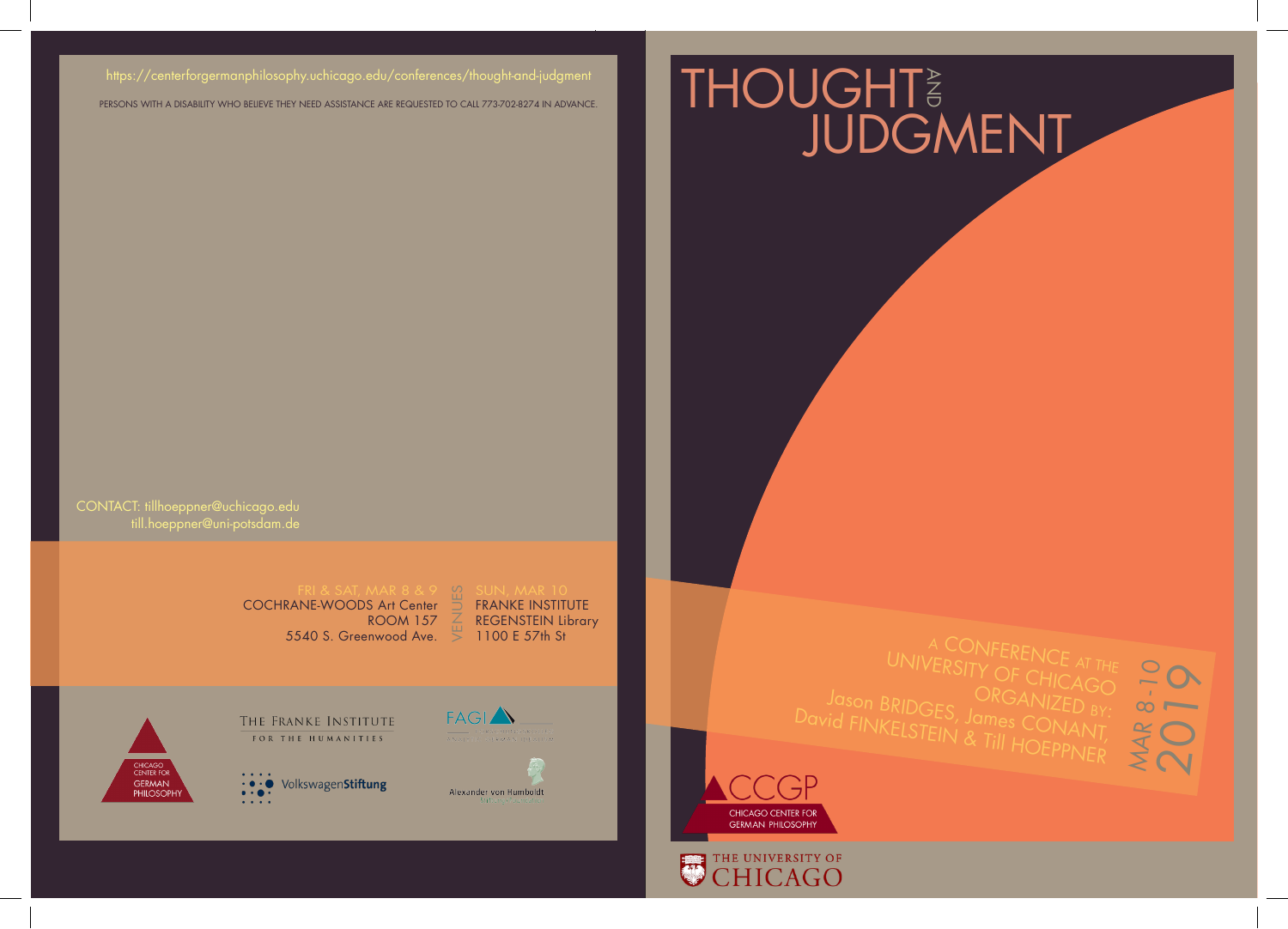# THOUGHT AND JUDGMENT

A CONFERENCE AT THE UNIVERSITY OF CHICAGO

ORGANIZED BY: Jason BRIDGES, James CONANT, David FINKELSTEIN & Till HOEPPNER

MAR 8-10 2019

CCGP CHICAGO CENTER FOR GERMAN PHILOSOPHY

THE UNIVERSITY OF CHICAGO

https://centerforgermanphilosophy.uchicago.edu/conferences/thought-and-judgment

PERSONS WITH A DISABILITY WHO BELIEVE THEY NEED ASSISTANCE ARE REQUESTED TO CALL 773-702-8274 IN ADVANCE.

CONTACT: tillhoeppner@uchicago.edu
till.hoeppner@uni-potsdam.de

## VENUES

**FRI & SAT, MAR 8 & 9**
COCHRANE-WOODS Art Center
ROOM 157
5540 S. Greenwood Ave.

**SUN, MAR 10**
FRANKE INSTITUTE
REGENSTEIN Library
1100 E 57th St

CHICAGO CENTER FOR GERMAN PHILOSOPHY

THE FRANKE INSTITUTE FOR THE HUMANITIES

FAGI

VolkswagenStiftung

Alexander von Humboldt Stiftung/Foundation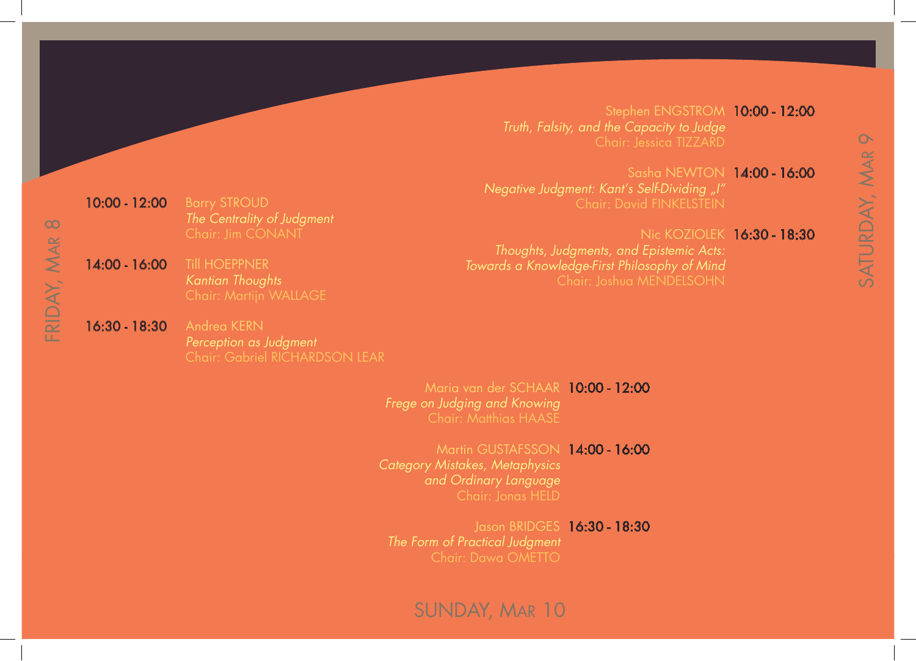## Friday, Mar 8

**10:00 - 12:00** Barry STROUD
*The Centrality of Judgment*
Chair: Jim CONANT

**14:00 - 16:00** Till HOEPPNER
*Kantian Thoughts*
Chair: Martijn WALLAGE

**16:30 - 18:30** Andrea KERN
*Perception as Judgment*
Chair: Gabriel RICHARDSON LEAR

## Saturday, Mar 9

**10:00 - 12:00** Stephen ENGSTROM
*Truth, Falsity, and the Capacity to Judge*
Chair: Jessica TIZZARD

**14:00 - 16:00** Sasha NEWTON
*Negative Judgment: Kant's Self-Dividing „I"*
Chair: David FINKELSTEIN

**16:30 - 18:30** Nic KOZIOLEK
*Thoughts, Judgments, and Epistemic Acts: Towards a Knowledge-First Philosophy of Mind*
Chair: Joshua MENDELSOHN

## Sunday, Mar 10

**10:00 - 12:00** Maria van der SCHAAR
*Frege on Judging and Knowing*
Chair: Matthias HAASE

**14:00 - 16:00** Martin GUSTAFSSON
*Category Mistakes, Metaphysics and Ordinary Language*
Chair: Jonas HELD

**16:30 - 18:30** Jason BRIDGES
*The Form of Practical Judgment*
Chair: Dawa OMETTO